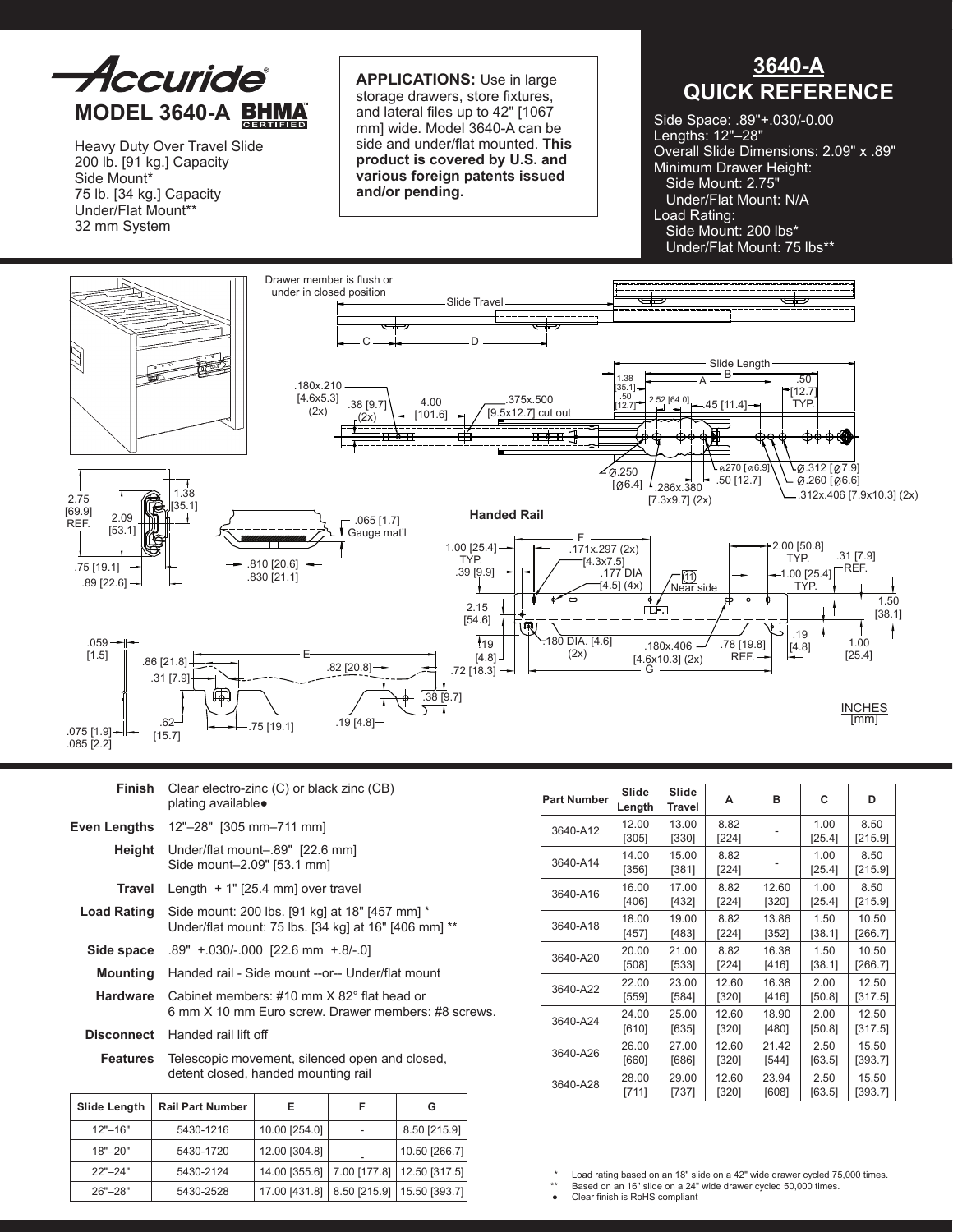# Accuride®

## MODEL 3640-A BHMA CERTIFIED

Heavy Duty Over Travel Slide
200 lb. [91 kg.] Capacity
Side Mount*
75 lb. [34 kg.] Capacity
Under/Flat Mount**
32 mm System

**APPLICATIONS:** Use in large storage drawers, store fixtures, and lateral files up to 42" [1067 mm] wide. Model 3640-A can be side and under/flat mounted. **This product is covered by U.S. and various foreign patents issued and/or pending.**

## 3640-A QUICK REFERENCE

Side Space: .89"+.030/-0.00
Lengths: 12"–28"
Overall Slide Dimensions: 2.09" x .89"
Minimum Drawer Height:
  Side Mount: 2.75"
  Under/Flat Mount: N/A
Load Rating:
  Side Mount: 200 lbs*
  Under/Flat Mount: 75 lbs**

Drawer member is flush or under in closed position

Slide Travel — C — D

Slide Length — A — B

.180x.210 [4.6x5.3] (2x) · .38 [9.7] (2x) · 4.00 [101.6] · .375x.500 [9.5x12.7] cut out · 1.38 [35.1] · .50 [12.7] · 2.52 [64.0] · .45 [11.4] · .50 [12.7] TYP. · Ø.250 [Ø6.4] · .286x.380 [7.3x9.7] (2x) · ø.270 [ø6.9] · .50 [12.7] · Ø.312 [Ø7.9] · Ø.260 [Ø6.6] · .312x.406 [7.9x10.3] (2x)

2.75 [69.9] REF. · 2.09 [53.1] · 1.38 [35.1] · .75 [19.1] · .89 [22.6] · .065 [1.7] Gauge mat'l · .810 [20.6] · .830 [21.1]

**Handed Rail**

F · 1.00 [25.4] TYP. · .39 [9.9] · .171x.297 (2x) [4.3x7.5] · .177 DIA [4.5] (4x) · (1) Near side · 2.00 [50.8] TYP. · 1.00 [25.4] TYP. · .31 [7.9] REF. · 2.15 [54.6] · 1.50 [38.1] · .19 [4.8] · .72 [18.3] · .180 DIA. [4.6] (2x) · .180x.406 [4.6x10.3] (2x) · .78 [19.8] REF. · .19 [4.8] · 1.00 [25.4] · G

.059 [1.5] · .86 [21.8] · .31 [7.9] · E · .82 [20.8] · .38 [9.7] · .075 [1.9] · .085 [2.2] · .62 [15.7] · .75 [19.1] · .19 [4.8]

INCHES [mm]

| | |
|---|---|
| **Finish** | Clear electro-zinc (C) or black zinc (CB) plating available● |
| **Even Lengths** | 12"–28" [305 mm–711 mm] |
| **Height** | Under/flat mount–.89" [22.6 mm] Side mount–2.09" [53.1 mm] |
| **Travel** | Length + 1" [25.4 mm] over travel |
| **Load Rating** | Side mount: 200 lbs. [91 kg] at 18" [457 mm] * Under/flat mount: 75 lbs. [34 kg] at 16" [406 mm] ** |
| **Side space** | .89" +.030/-.000 [22.6 mm +.8/-.0] |
| **Mounting** | Handed rail - Side mount --or-- Under/flat mount |
| **Hardware** | Cabinet members: #10 mm X 82° flat head or 6 mm X 10 mm Euro screw. Drawer members: #8 screws. |
| **Disconnect** | Handed rail lift off |
| **Features** | Telescopic movement, silenced open and closed, detent closed, handed mounting rail |

| Slide Length | Rail Part Number | E | F | G |
|---|---|---|---|---|
| 12"–16" | 5430-1216 | 10.00 [254.0] | - | 8.50 [215.9] |
| 18"–20" | 5430-1720 | 12.00 [304.8] | - | 10.50 [266.7] |
| 22"–24" | 5430-2124 | 14.00 [355.6] | 7.00 [177.8] | 12.50 [317.5] |
| 26"–28" | 5430-2528 | 17.00 [431.8] | 8.50 [215.9] | 15.50 [393.7] |

| Part Number | Slide Length | Slide Travel | A | B | C | D |
|---|---|---|---|---|---|---|
| 3640-A12 | 12.00 [305] | 13.00 [330] | 8.82 [224] | - | 1.00 [25.4] | 8.50 [215.9] |
| 3640-A14 | 14.00 [356] | 15.00 [381] | 8.82 [224] | - | 1.00 [25.4] | 8.50 [215.9] |
| 3640-A16 | 16.00 [406] | 17.00 [432] | 8.82 [224] | 12.60 [320] | 1.00 [25.4] | 8.50 [215.9] |
| 3640-A18 | 18.00 [457] | 19.00 [483] | 8.82 [224] | 13.86 [352] | 1.50 [38.1] | 10.50 [266.7] |
| 3640-A20 | 20.00 [508] | 21.00 [533] | 8.82 [224] | 16.38 [416] | 1.50 [38.1] | 10.50 [266.7] |
| 3640-A22 | 22.00 [559] | 23.00 [584] | 12.60 [320] | 16.38 [416] | 2.00 [50.8] | 12.50 [317.5] |
| 3640-A24 | 24.00 [610] | 25.00 [635] | 12.60 [320] | 18.90 [480] | 2.00 [50.8] | 12.50 [317.5] |
| 3640-A26 | 26.00 [660] | 27.00 [686] | 12.60 [320] | 21.42 [544] | 2.50 [63.5] | 15.50 [393.7] |
| 3640-A28 | 28.00 [711] | 29.00 [737] | 12.60 [320] | 23.94 [608] | 2.50 [63.5] | 15.50 [393.7] |

\* Load rating based on an 18" slide on a 42" wide drawer cycled 75,000 times.
\** Based on an 16" slide on a 24" wide drawer cycled 50,000 times.
● Clear finish is RoHS compliant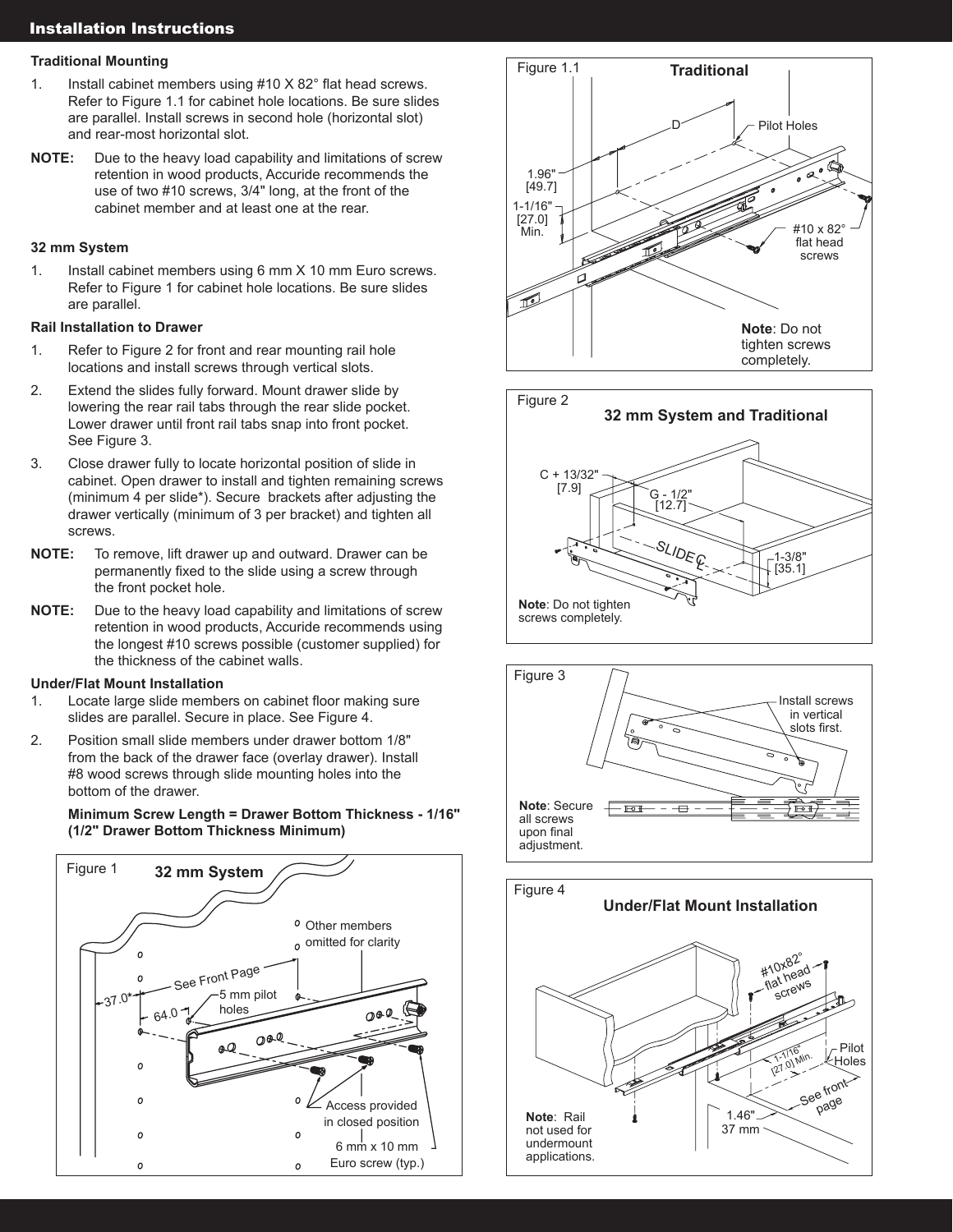## Installation Instructions

### Traditional Mounting

1. Install cabinet members using #10 X 82° flat head screws. Refer to Figure 1.1 for cabinet hole locations. Be sure slides are parallel. Install screws in second hole (horizontal slot) and rear-most horizontal slot.

**NOTE:** Due to the heavy load capability and limitations of screw retention in wood products, Accuride recommends the use of two #10 screws, 3/4" long, at the front of the cabinet member and at least one at the rear.

### 32 mm System

1. Install cabinet members using 6 mm X 10 mm Euro screws. Refer to Figure 1 for cabinet hole locations. Be sure slides are parallel.

### Rail Installation to Drawer

1. Refer to Figure 2 for front and rear mounting rail hole locations and install screws through vertical slots.
2. Extend the slides fully forward. Mount drawer slide by lowering the rear rail tabs through the rear slide pocket. Lower drawer until front rail tabs snap into front pocket. See Figure 3.
3. Close drawer fully to locate horizontal position of slide in cabinet. Open drawer to install and tighten remaining screws (minimum 4 per slide*). Secure brackets after adjusting the drawer vertically (minimum of 3 per bracket) and tighten all screws.

**NOTE:** To remove, lift drawer up and outward. Drawer can be permanently fixed to the slide using a screw through the front pocket hole.

**NOTE:** Due to the heavy load capability and limitations of screw retention in wood products, Accuride recommends using the longest #10 screws possible (customer supplied) for the thickness of the cabinet walls.

### Under/Flat Mount Installation

1. Locate large slide members on cabinet floor making sure slides are parallel. Secure in place. See Figure 4.
2. Position small slide members under drawer bottom 1/8" from the back of the drawer face (overlay drawer). Install #8 wood screws through slide mounting holes into the bottom of the drawer.

**Minimum Screw Length = Drawer Bottom Thickness - 1/16" (1/2" Drawer Bottom Thickness Minimum)**

Figure 1 — 32 mm System

37.0* — 64.0 — See Front Page — 5 mm pilot holes — Other members omitted for clarity — Access provided in closed position — 6 mm x 10 mm Euro screw (typ.)

Figure 1.1 — Traditional

D — Pilot Holes — 1.96" [49.7] — 1-1/16" [27.0] Min. — #10 x 82° flat head screws

**Note**: Do not tighten screws completely.

Figure 2 — 32 mm System and Traditional

C + 13/32" [7.9] — G - 1/2" [12.7] — SLIDE ℄ — 1-3/8" [35.1]

**Note**: Do not tighten screws completely.

Figure 3

Install screws in vertical slots first.

**Note**: Secure all screws upon final adjustment.

Figure 4 — Under/Flat Mount Installation

#10x82° flat head screws — 1-1/16" [27.0] Min. — Pilot Holes — See front page — 1.46" 37 mm

**Note**: Rail not used for undermount applications.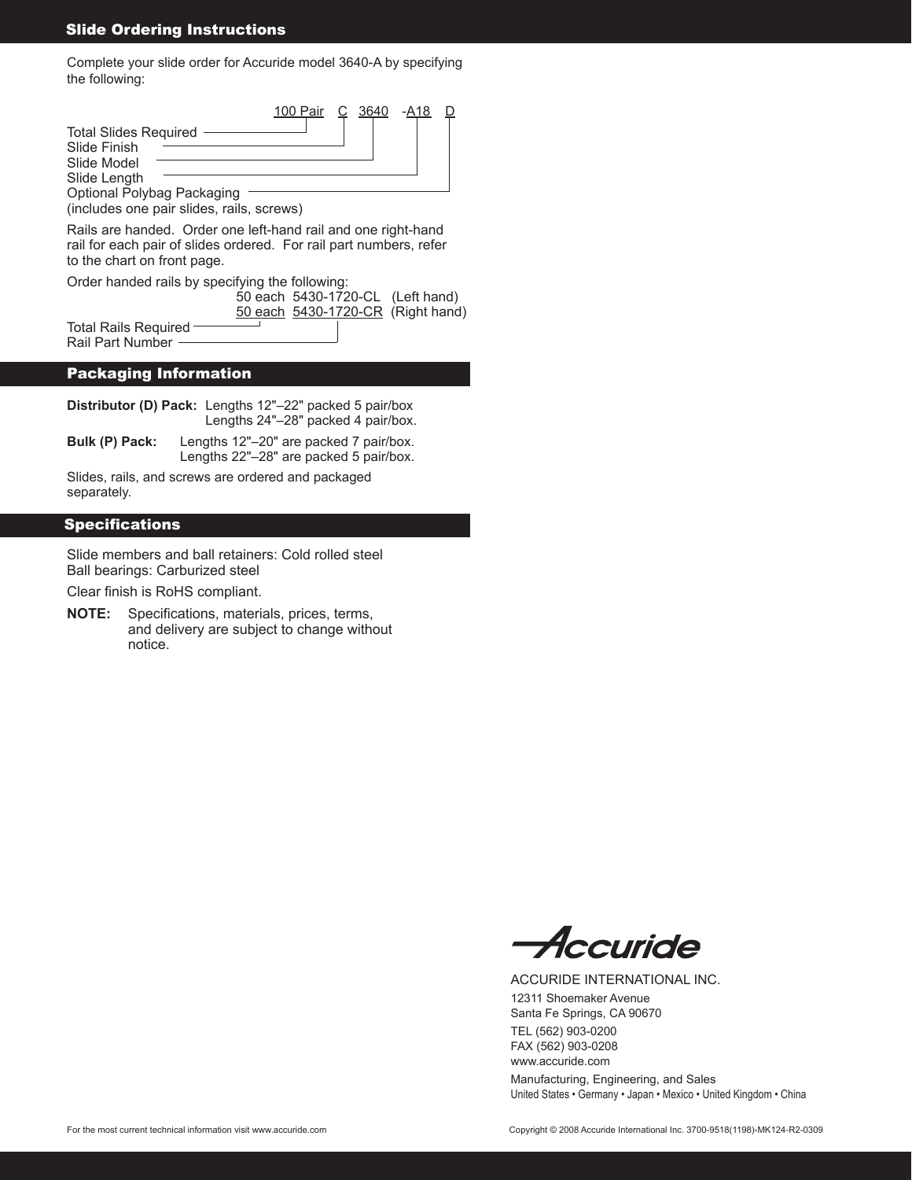## Slide Ordering Instructions

Complete your slide order for Accuride model 3640-A by specifying the following:

100 Pair C 3640 -A18 D

Total Slides Required
Slide Finish
Slide Model
Slide Length
Optional Polybag Packaging
(includes one pair slides, rails, screws)

Rails are handed. Order one left-hand rail and one right-hand rail for each pair of slides ordered. For rail part numbers, refer to the chart on front page.

Order handed rails by specifying the following:

50 each 5430-1720-CL (Left hand)
50 each 5430-1720-CR (Right hand)

Total Rails Required
Rail Part Number

## Packaging Information

**Distributor (D) Pack:** Lengths 12"–22" packed 5 pair/box
Lengths 24"–28" packed 4 pair/box.

**Bulk (P) Pack:** Lengths 12"–20" are packed 7 pair/box.
Lengths 22"–28" are packed 5 pair/box.

Slides, rails, and screws are ordered and packaged separately.

## Specifications

Slide members and ball retainers: Cold rolled steel
Ball bearings: Carburized steel

Clear finish is RoHS compliant.

**NOTE:** Specifications, materials, prices, terms, and delivery are subject to change without notice.

Accuride

ACCURIDE INTERNATIONAL INC.
12311 Shoemaker Avenue
Santa Fe Springs, CA 90670
TEL (562) 903-0200
FAX (562) 903-0208
www.accuride.com

Manufacturing, Engineering, and Sales
United States • Germany • Japan • Mexico • United Kingdom • China

For the most current technical information visit www.accuride.com

Copyright © 2008 Accuride International Inc. 3700-9518(1198)-MK124-R2-0309